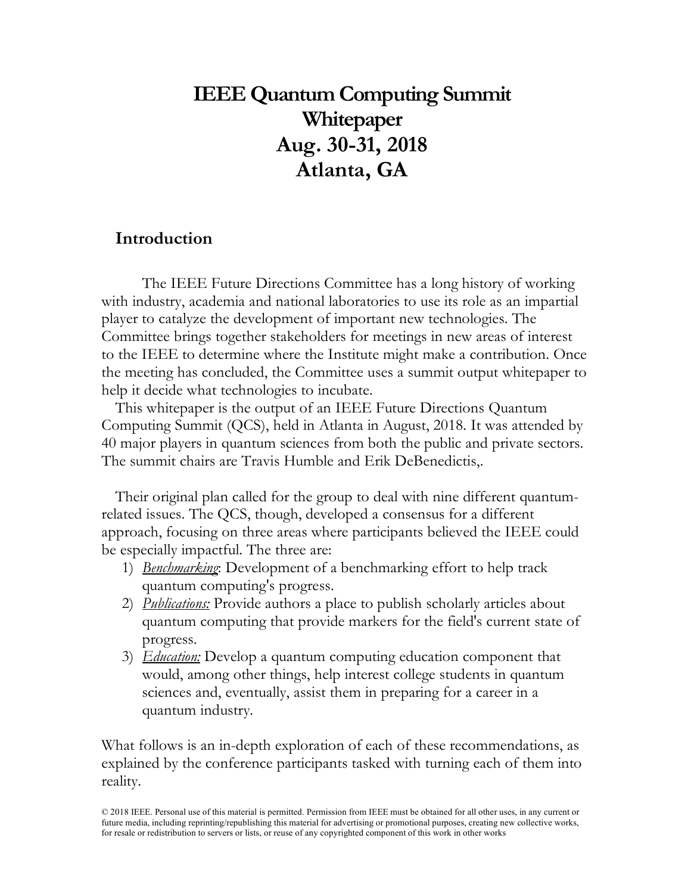# IEEE Quantum Computing Summit Whitepaper
# Aug. 30-31, 2018
# Atlanta, GA

## Introduction

The IEEE Future Directions Committee has a long history of working with industry, academia and national laboratories to use its role as an impartial player to catalyze the development of important new technologies. The Committee brings together stakeholders for meetings in new areas of interest to the IEEE to determine where the Institute might make a contribution. Once the meeting has concluded, the Committee uses a summit output whitepaper to help it decide what technologies to incubate.

This whitepaper is the output of an IEEE Future Directions Quantum Computing Summit (QCS), held in Atlanta in August, 2018. It was attended by 40 major players in quantum sciences from both the public and private sectors. The summit chairs are Travis Humble and Erik DeBenedictis,.

Their original plan called for the group to deal with nine different quantum-related issues. The QCS, though, developed a consensus for a different approach, focusing on three areas where participants believed the IEEE could be especially impactful. The three are:

1) *Benchmarking*: Development of a benchmarking effort to help track quantum computing's progress.
2) *Publications:* Provide authors a place to publish scholarly articles about quantum computing that provide markers for the field's current state of progress.
3) *Education:* Develop a quantum computing education component that would, among other things, help interest college students in quantum sciences and, eventually, assist them in preparing for a career in a quantum industry.

What follows is an in-depth exploration of each of these recommendations, as explained by the conference participants tasked with turning each of them into reality.

© 2018 IEEE. Personal use of this material is permitted. Permission from IEEE must be obtained for all other uses, in any current or future media, including reprinting/republishing this material for advertising or promotional purposes, creating new collective works, for resale or redistribution to servers or lists, or reuse of any copyrighted component of this work in other works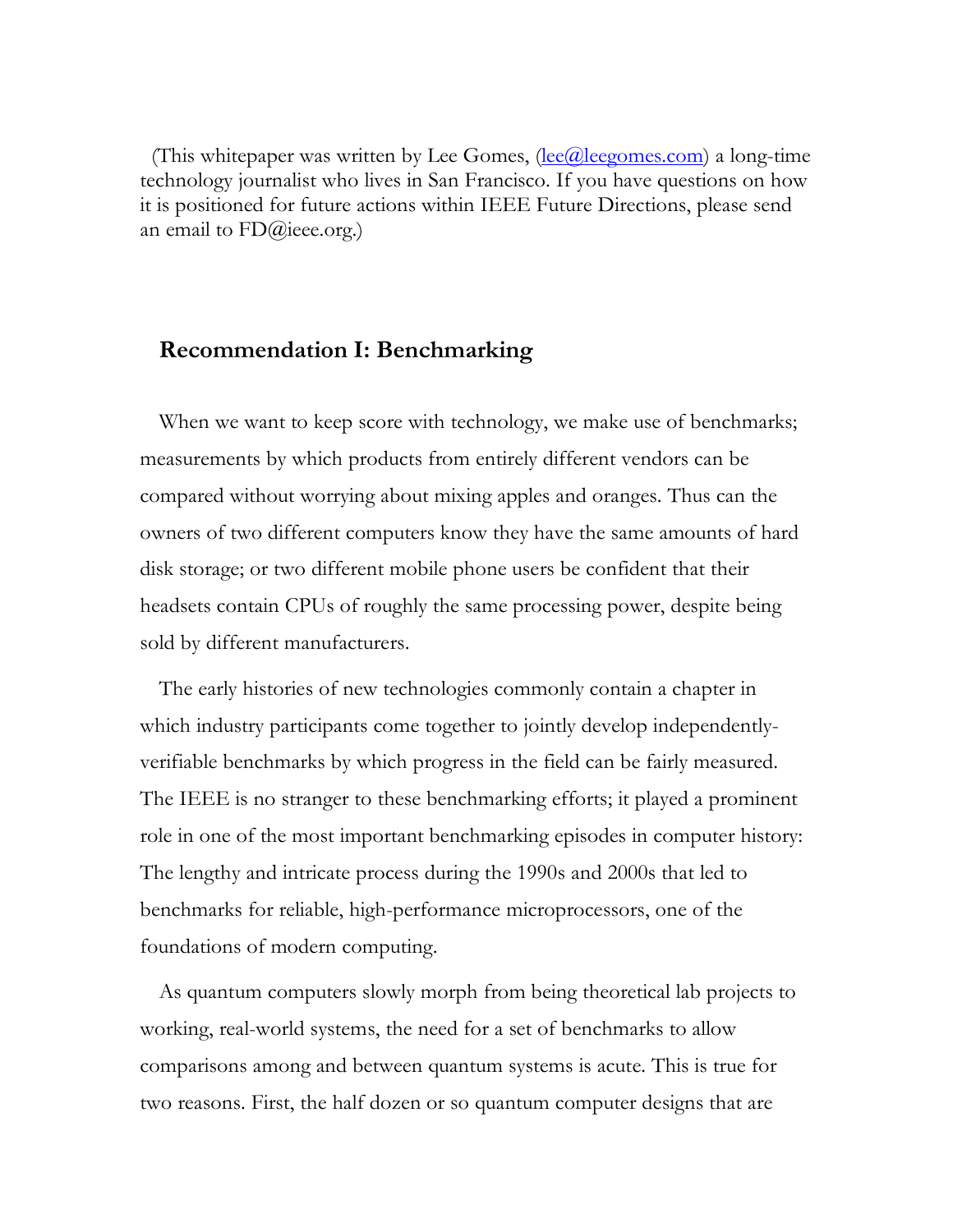(This whitepaper was written by Lee Gomes, (lee@leegomes.com) a long-time technology journalist who lives in San Francisco. If you have questions on how it is positioned for future actions within IEEE Future Directions, please send an email to FD@ieee.org.)

## Recommendation I: Benchmarking

When we want to keep score with technology, we make use of benchmarks; measurements by which products from entirely different vendors can be compared without worrying about mixing apples and oranges. Thus can the owners of two different computers know they have the same amounts of hard disk storage; or two different mobile phone users be confident that their headsets contain CPUs of roughly the same processing power, despite being sold by different manufacturers.

The early histories of new technologies commonly contain a chapter in which industry participants come together to jointly develop independently-verifiable benchmarks by which progress in the field can be fairly measured. The IEEE is no stranger to these benchmarking efforts; it played a prominent role in one of the most important benchmarking episodes in computer history: The lengthy and intricate process during the 1990s and 2000s that led to benchmarks for reliable, high-performance microprocessors, one of the foundations of modern computing.

As quantum computers slowly morph from being theoretical lab projects to working, real-world systems, the need for a set of benchmarks to allow comparisons among and between quantum systems is acute. This is true for two reasons. First, the half dozen or so quantum computer designs that are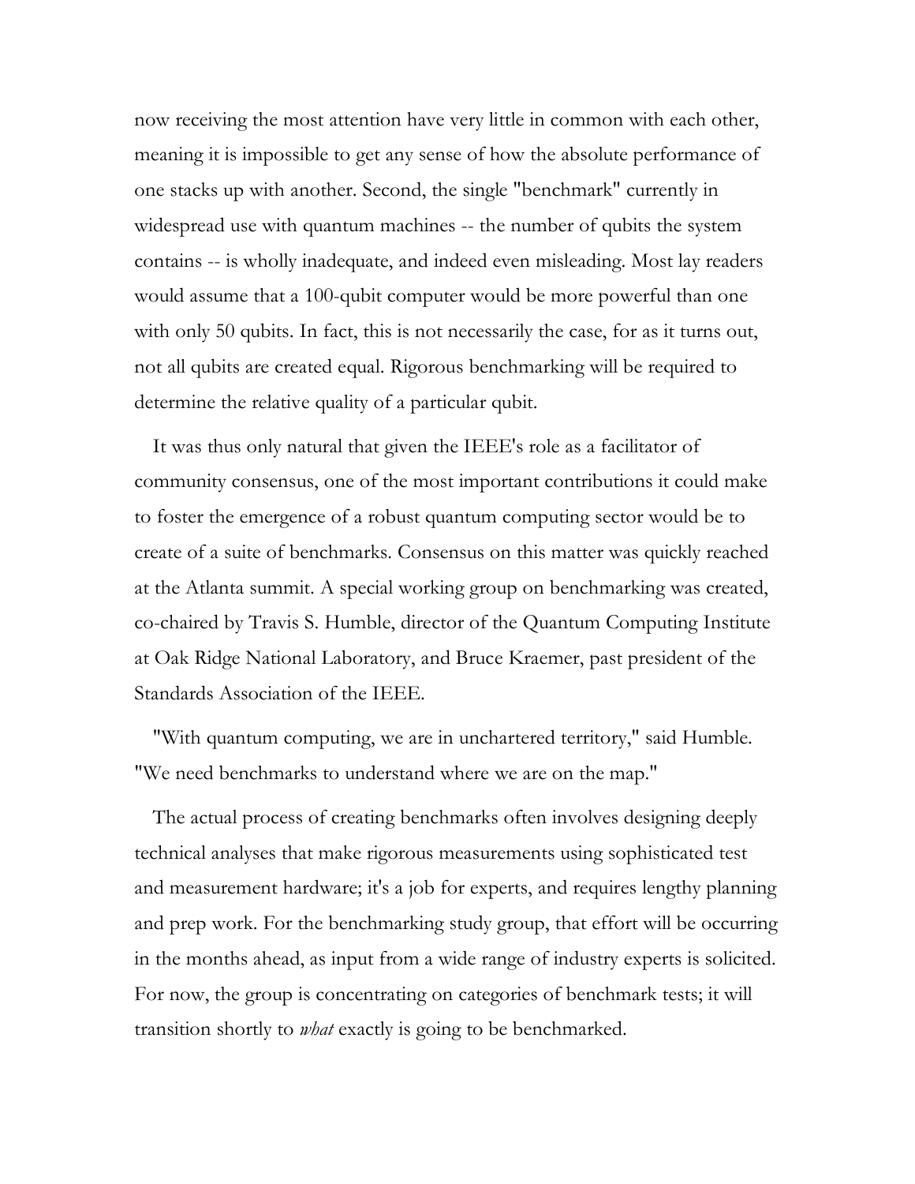now receiving the most attention have very little in common with each other, meaning it is impossible to get any sense of how the absolute performance of one stacks up with another. Second, the single "benchmark" currently in widespread use with quantum machines -- the number of qubits the system contains -- is wholly inadequate, and indeed even misleading. Most lay readers would assume that a 100-qubit computer would be more powerful than one with only 50 qubits. In fact, this is not necessarily the case, for as it turns out, not all qubits are created equal. Rigorous benchmarking will be required to determine the relative quality of a particular qubit.

It was thus only natural that given the IEEE's role as a facilitator of community consensus, one of the most important contributions it could make to foster the emergence of a robust quantum computing sector would be to create of a suite of benchmarks. Consensus on this matter was quickly reached at the Atlanta summit. A special working group on benchmarking was created, co-chaired by Travis S. Humble, director of the Quantum Computing Institute at Oak Ridge National Laboratory, and Bruce Kraemer, past president of the Standards Association of the IEEE.

"With quantum computing, we are in unchartered territory," said Humble. "We need benchmarks to understand where we are on the map."

The actual process of creating benchmarks often involves designing deeply technical analyses that make rigorous measurements using sophisticated test and measurement hardware; it's a job for experts, and requires lengthy planning and prep work. For the benchmarking study group, that effort will be occurring in the months ahead, as input from a wide range of industry experts is solicited. For now, the group is concentrating on categories of benchmark tests; it will transition shortly to *what* exactly is going to be benchmarked.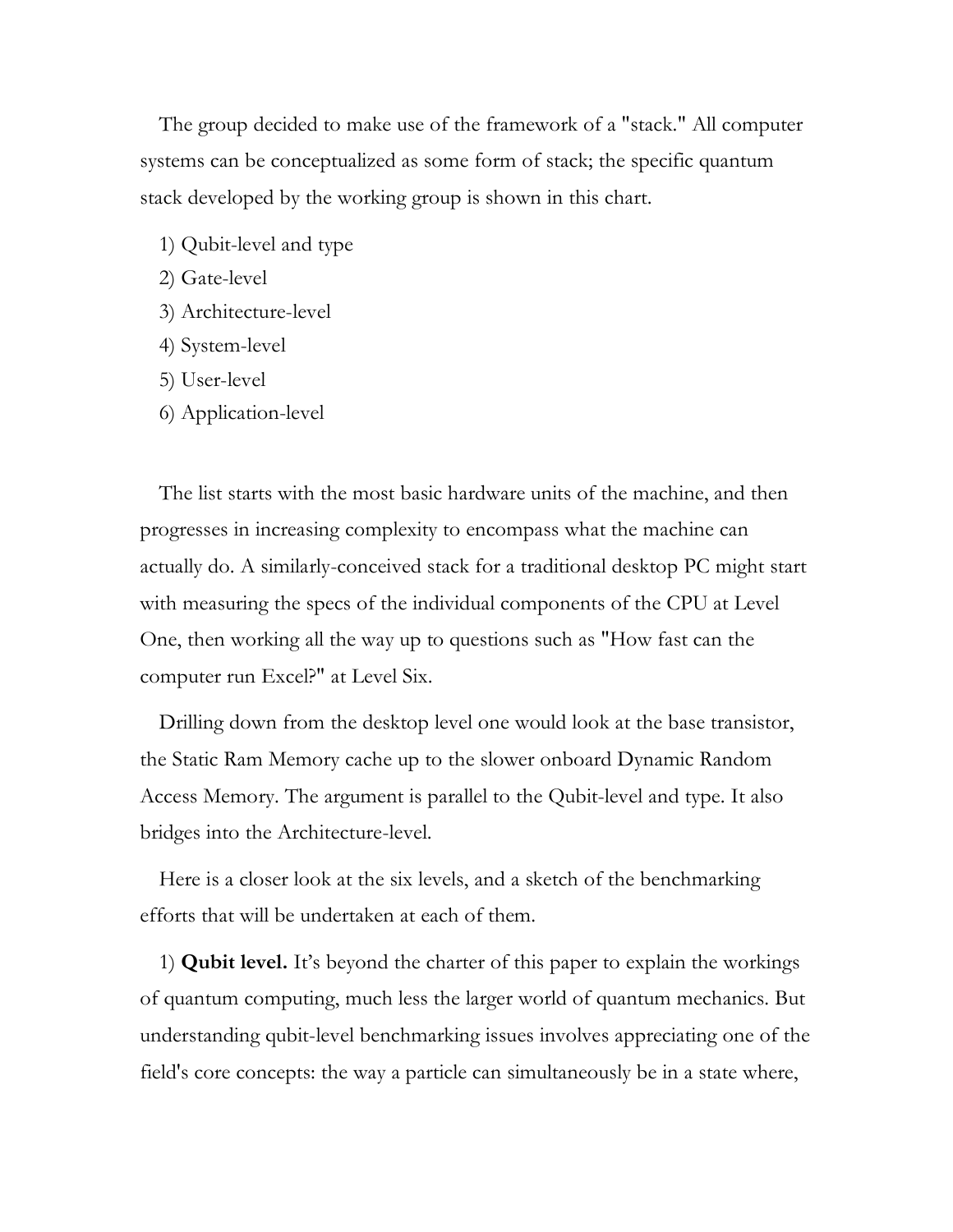The group decided to make use of the framework of a "stack." All computer systems can be conceptualized as some form of stack; the specific quantum stack developed by the working group is shown in this chart.

1) Qubit-level and type
2) Gate-level
3) Architecture-level
4) System-level
5) User-level
6) Application-level

The list starts with the most basic hardware units of the machine, and then progresses in increasing complexity to encompass what the machine can actually do. A similarly-conceived stack for a traditional desktop PC might start with measuring the specs of the individual components of the CPU at Level One, then working all the way up to questions such as "How fast can the computer run Excel?" at Level Six.

Drilling down from the desktop level one would look at the base transistor, the Static Ram Memory cache up to the slower onboard Dynamic Random Access Memory. The argument is parallel to the Qubit-level and type. It also bridges into the Architecture-level.

Here is a closer look at the six levels, and a sketch of the benchmarking efforts that will be undertaken at each of them.

1) **Qubit level.** It's beyond the charter of this paper to explain the workings of quantum computing, much less the larger world of quantum mechanics. But understanding qubit-level benchmarking issues involves appreciating one of the field's core concepts: the way a particle can simultaneously be in a state where,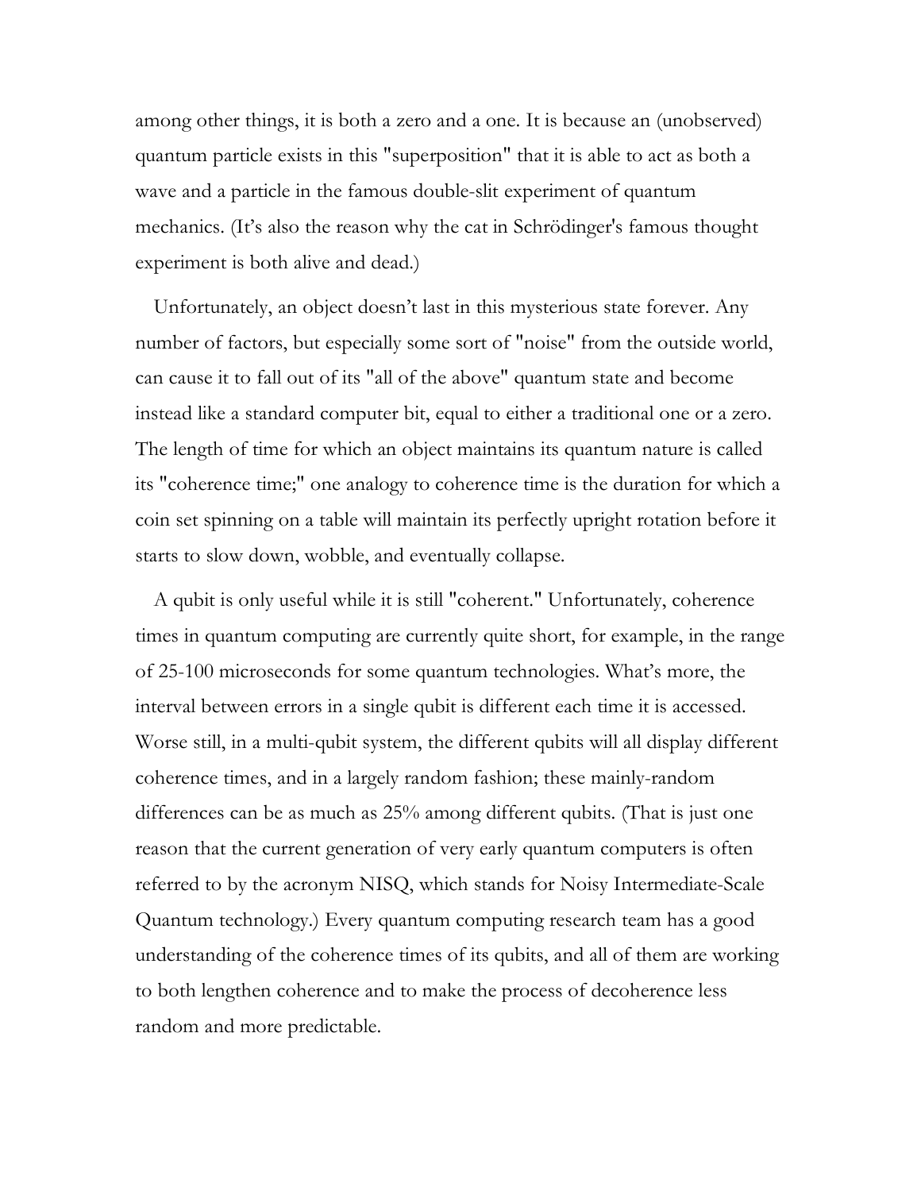among other things, it is both a zero and a one. It is because an (unobserved) quantum particle exists in this "superposition" that it is able to act as both a wave and a particle in the famous double-slit experiment of quantum mechanics. (It's also the reason why the cat in Schrödinger's famous thought experiment is both alive and dead.)

Unfortunately, an object doesn't last in this mysterious state forever. Any number of factors, but especially some sort of "noise" from the outside world, can cause it to fall out of its "all of the above" quantum state and become instead like a standard computer bit, equal to either a traditional one or a zero. The length of time for which an object maintains its quantum nature is called its "coherence time;" one analogy to coherence time is the duration for which a coin set spinning on a table will maintain its perfectly upright rotation before it starts to slow down, wobble, and eventually collapse.

A qubit is only useful while it is still "coherent." Unfortunately, coherence times in quantum computing are currently quite short, for example, in the range of 25-100 microseconds for some quantum technologies. What's more, the interval between errors in a single qubit is different each time it is accessed. Worse still, in a multi-qubit system, the different qubits will all display different coherence times, and in a largely random fashion; these mainly-random differences can be as much as 25% among different qubits. (That is just one reason that the current generation of very early quantum computers is often referred to by the acronym NISQ, which stands for Noisy Intermediate-Scale Quantum technology.) Every quantum computing research team has a good understanding of the coherence times of its qubits, and all of them are working to both lengthen coherence and to make the process of decoherence less random and more predictable.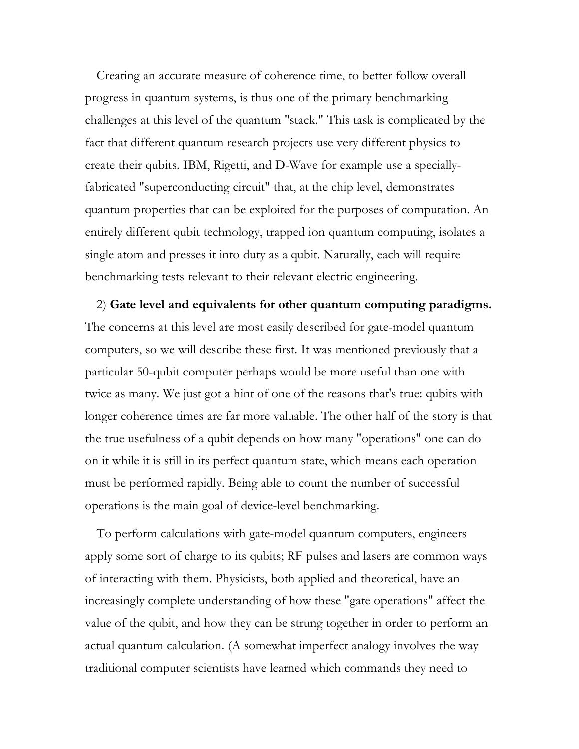Creating an accurate measure of coherence time, to better follow overall progress in quantum systems, is thus one of the primary benchmarking challenges at this level of the quantum "stack." This task is complicated by the fact that different quantum research projects use very different physics to create their qubits. IBM, Rigetti, and D-Wave for example use a specially-fabricated "superconducting circuit" that, at the chip level, demonstrates quantum properties that can be exploited for the purposes of computation. An entirely different qubit technology, trapped ion quantum computing, isolates a single atom and presses it into duty as a qubit. Naturally, each will require benchmarking tests relevant to their relevant electric engineering.

2) **Gate level and equivalents for other quantum computing paradigms.** The concerns at this level are most easily described for gate-model quantum computers, so we will describe these first. It was mentioned previously that a particular 50-qubit computer perhaps would be more useful than one with twice as many. We just got a hint of one of the reasons that's true: qubits with longer coherence times are far more valuable. The other half of the story is that the true usefulness of a qubit depends on how many "operations" one can do on it while it is still in its perfect quantum state, which means each operation must be performed rapidly. Being able to count the number of successful operations is the main goal of device-level benchmarking.

To perform calculations with gate-model quantum computers, engineers apply some sort of charge to its qubits; RF pulses and lasers are common ways of interacting with them. Physicists, both applied and theoretical, have an increasingly complete understanding of how these "gate operations" affect the value of the qubit, and how they can be strung together in order to perform an actual quantum calculation. (A somewhat imperfect analogy involves the way traditional computer scientists have learned which commands they need to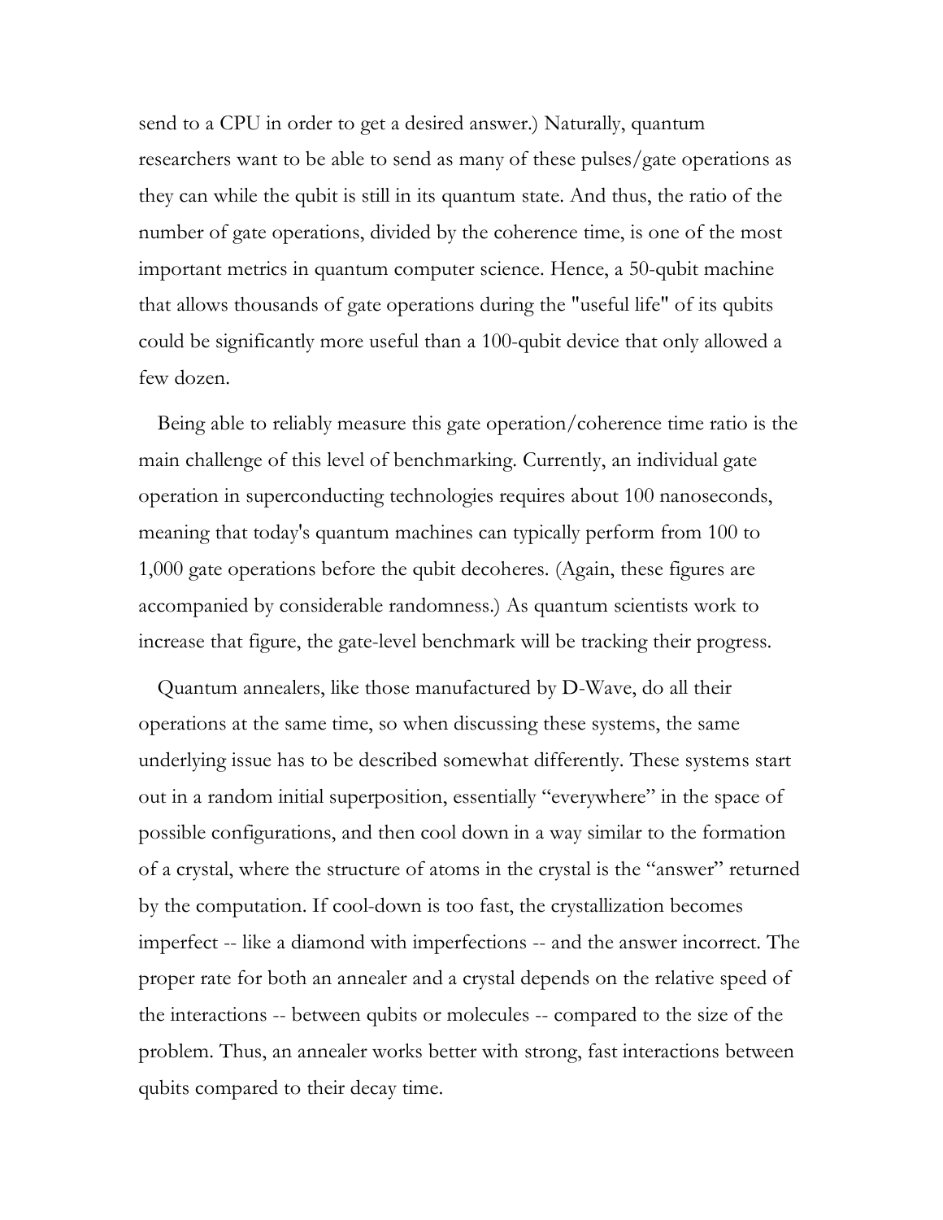send to a CPU in order to get a desired answer.) Naturally, quantum researchers want to be able to send as many of these pulses/gate operations as they can while the qubit is still in its quantum state. And thus, the ratio of the number of gate operations, divided by the coherence time, is one of the most important metrics in quantum computer science. Hence, a 50-qubit machine that allows thousands of gate operations during the "useful life" of its qubits could be significantly more useful than a 100-qubit device that only allowed a few dozen.

Being able to reliably measure this gate operation/coherence time ratio is the main challenge of this level of benchmarking. Currently, an individual gate operation in superconducting technologies requires about 100 nanoseconds, meaning that today's quantum machines can typically perform from 100 to 1,000 gate operations before the qubit decoheres. (Again, these figures are accompanied by considerable randomness.) As quantum scientists work to increase that figure, the gate-level benchmark will be tracking their progress.

Quantum annealers, like those manufactured by D-Wave, do all their operations at the same time, so when discussing these systems, the same underlying issue has to be described somewhat differently. These systems start out in a random initial superposition, essentially "everywhere" in the space of possible configurations, and then cool down in a way similar to the formation of a crystal, where the structure of atoms in the crystal is the "answer" returned by the computation. If cool-down is too fast, the crystallization becomes imperfect -- like a diamond with imperfections -- and the answer incorrect. The proper rate for both an annealer and a crystal depends on the relative speed of the interactions -- between qubits or molecules -- compared to the size of the problem. Thus, an annealer works better with strong, fast interactions between qubits compared to their decay time.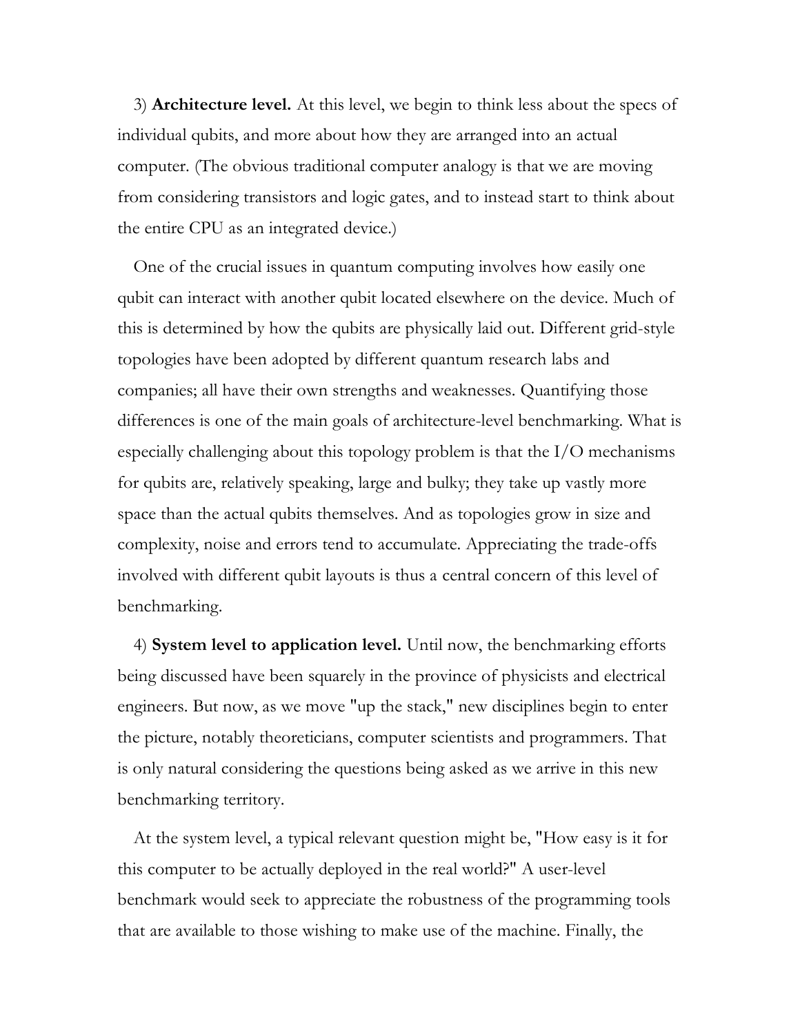3) **Architecture level.** At this level, we begin to think less about the specs of individual qubits, and more about how they are arranged into an actual computer. (The obvious traditional computer analogy is that we are moving from considering transistors and logic gates, and to instead start to think about the entire CPU as an integrated device.)

One of the crucial issues in quantum computing involves how easily one qubit can interact with another qubit located elsewhere on the device. Much of this is determined by how the qubits are physically laid out. Different grid-style topologies have been adopted by different quantum research labs and companies; all have their own strengths and weaknesses. Quantifying those differences is one of the main goals of architecture-level benchmarking. What is especially challenging about this topology problem is that the I/O mechanisms for qubits are, relatively speaking, large and bulky; they take up vastly more space than the actual qubits themselves. And as topologies grow in size and complexity, noise and errors tend to accumulate. Appreciating the trade-offs involved with different qubit layouts is thus a central concern of this level of benchmarking.

4) **System level to application level.** Until now, the benchmarking efforts being discussed have been squarely in the province of physicists and electrical engineers. But now, as we move "up the stack," new disciplines begin to enter the picture, notably theoreticians, computer scientists and programmers. That is only natural considering the questions being asked as we arrive in this new benchmarking territory.

At the system level, a typical relevant question might be, "How easy is it for this computer to be actually deployed in the real world?" A user-level benchmark would seek to appreciate the robustness of the programming tools that are available to those wishing to make use of the machine. Finally, the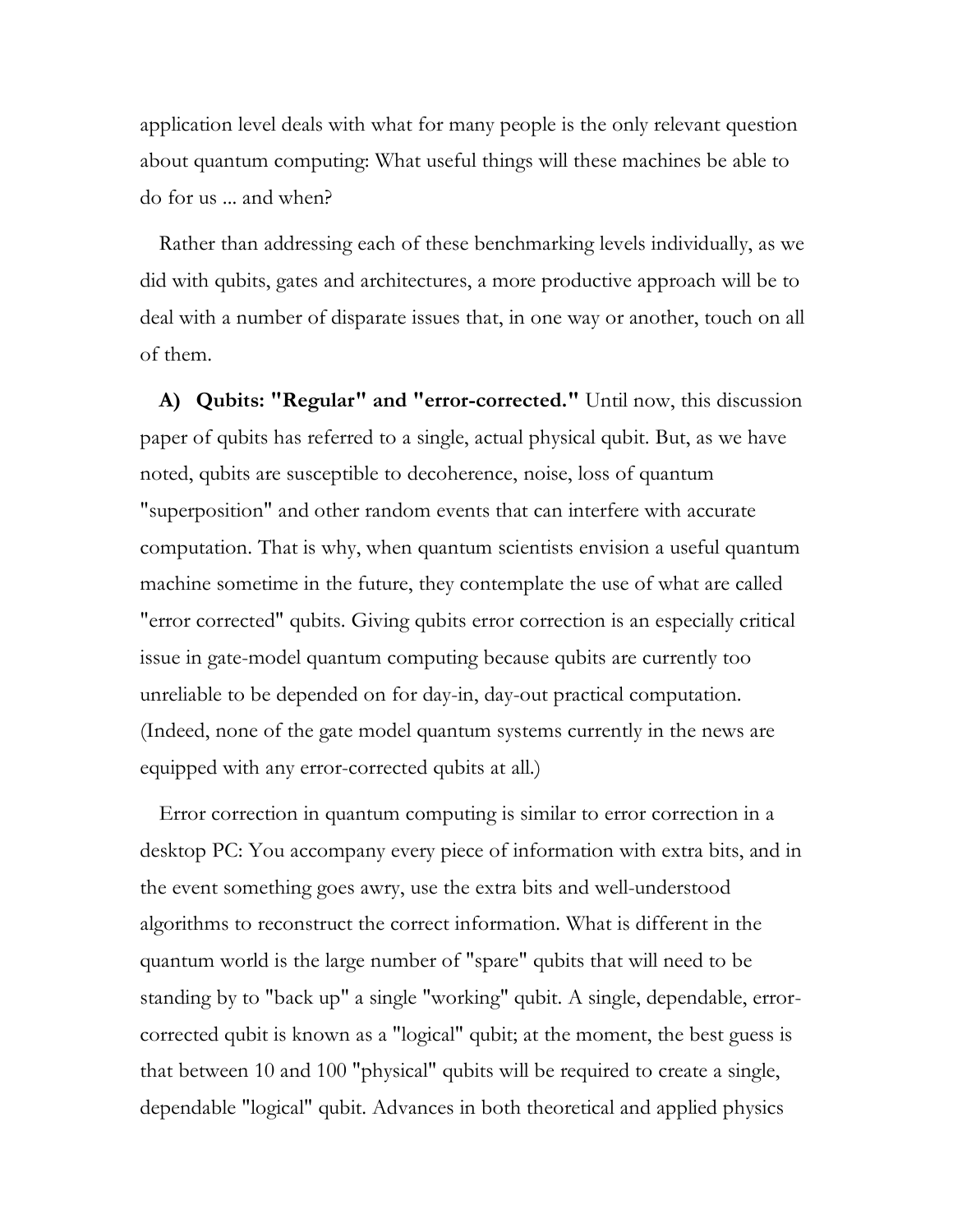application level deals with what for many people is the only relevant question about quantum computing: What useful things will these machines be able to do for us ... and when?

Rather than addressing each of these benchmarking levels individually, as we did with qubits, gates and architectures, a more productive approach will be to deal with a number of disparate issues that, in one way or another, touch on all of them.

**A) Qubits: "Regular" and "error-corrected."** Until now, this discussion paper of qubits has referred to a single, actual physical qubit. But, as we have noted, qubits are susceptible to decoherence, noise, loss of quantum "superposition" and other random events that can interfere with accurate computation. That is why, when quantum scientists envision a useful quantum machine sometime in the future, they contemplate the use of what are called "error corrected" qubits. Giving qubits error correction is an especially critical issue in gate-model quantum computing because qubits are currently too unreliable to be depended on for day-in, day-out practical computation. (Indeed, none of the gate model quantum systems currently in the news are equipped with any error-corrected qubits at all.)

Error correction in quantum computing is similar to error correction in a desktop PC: You accompany every piece of information with extra bits, and in the event something goes awry, use the extra bits and well-understood algorithms to reconstruct the correct information. What is different in the quantum world is the large number of "spare" qubits that will need to be standing by to "back up" a single "working" qubit. A single, dependable, error-corrected qubit is known as a "logical" qubit; at the moment, the best guess is that between 10 and 100 "physical" qubits will be required to create a single, dependable "logical" qubit. Advances in both theoretical and applied physics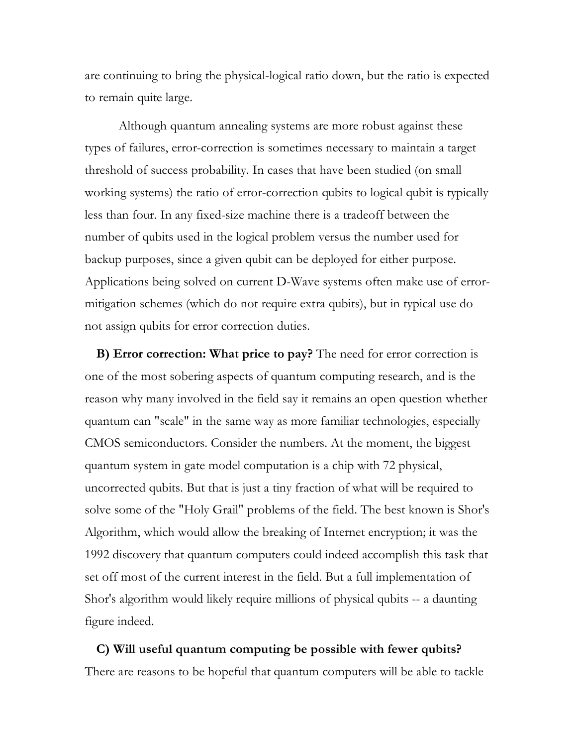are continuing to bring the physical-logical ratio down, but the ratio is expected to remain quite large.

Although quantum annealing systems are more robust against these types of failures, error-correction is sometimes necessary to maintain a target threshold of success probability. In cases that have been studied (on small working systems) the ratio of error-correction qubits to logical qubit is typically less than four. In any fixed-size machine there is a tradeoff between the number of qubits used in the logical problem versus the number used for backup purposes, since a given qubit can be deployed for either purpose. Applications being solved on current D-Wave systems often make use of error-mitigation schemes (which do not require extra qubits), but in typical use do not assign qubits for error correction duties.

**B) Error correction: What price to pay?** The need for error correction is one of the most sobering aspects of quantum computing research, and is the reason why many involved in the field say it remains an open question whether quantum can "scale" in the same way as more familiar technologies, especially CMOS semiconductors. Consider the numbers. At the moment, the biggest quantum system in gate model computation is a chip with 72 physical, uncorrected qubits. But that is just a tiny fraction of what will be required to solve some of the "Holy Grail" problems of the field. The best known is Shor's Algorithm, which would allow the breaking of Internet encryption; it was the 1992 discovery that quantum computers could indeed accomplish this task that set off most of the current interest in the field. But a full implementation of Shor's algorithm would likely require millions of physical qubits -- a daunting figure indeed.

**C) Will useful quantum computing be possible with fewer qubits?** There are reasons to be hopeful that quantum computers will be able to tackle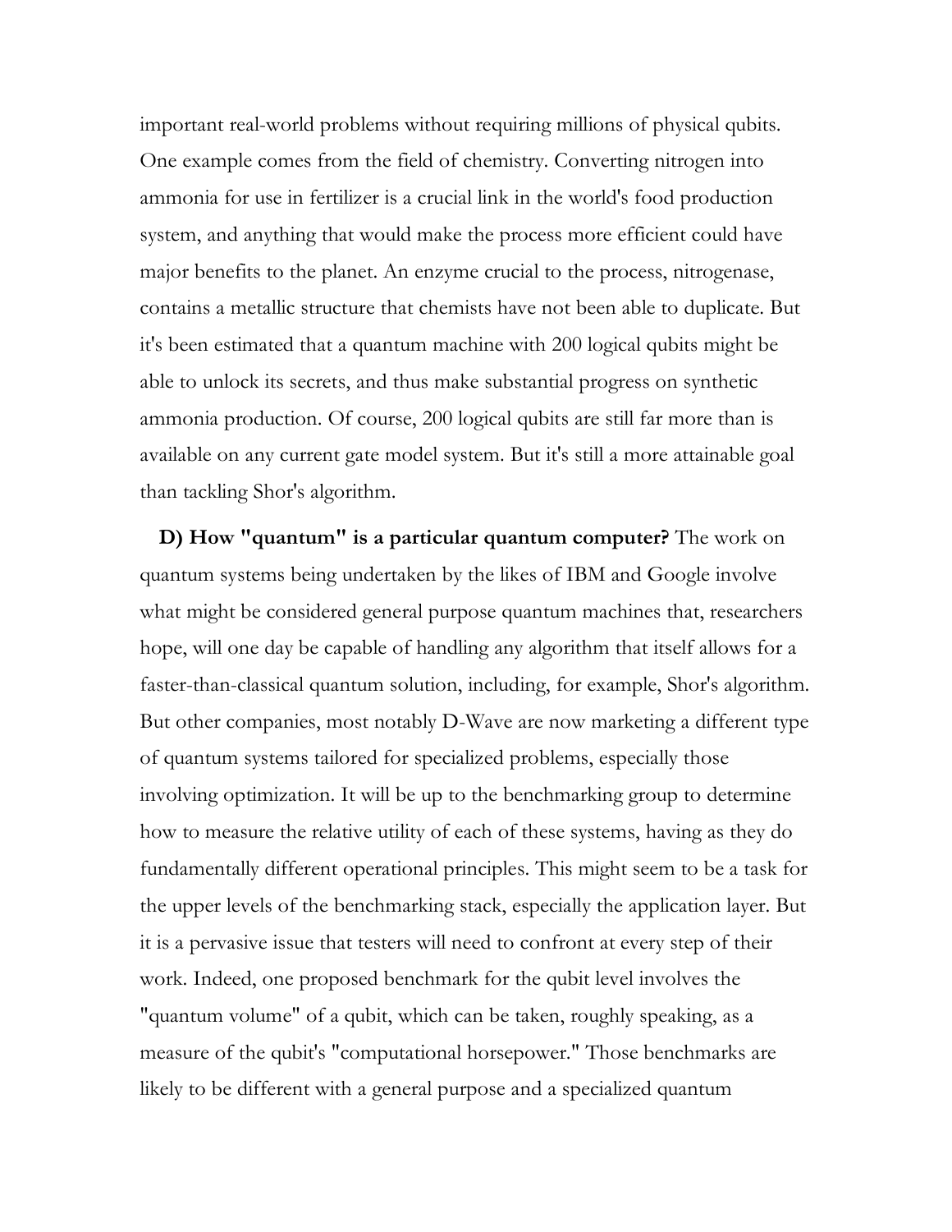important real-world problems without requiring millions of physical qubits. One example comes from the field of chemistry. Converting nitrogen into ammonia for use in fertilizer is a crucial link in the world's food production system, and anything that would make the process more efficient could have major benefits to the planet. An enzyme crucial to the process, nitrogenase, contains a metallic structure that chemists have not been able to duplicate. But it's been estimated that a quantum machine with 200 logical qubits might be able to unlock its secrets, and thus make substantial progress on synthetic ammonia production. Of course, 200 logical qubits are still far more than is available on any current gate model system. But it's still a more attainable goal than tackling Shor's algorithm.

**D) How "quantum" is a particular quantum computer?** The work on quantum systems being undertaken by the likes of IBM and Google involve what might be considered general purpose quantum machines that, researchers hope, will one day be capable of handling any algorithm that itself allows for a faster-than-classical quantum solution, including, for example, Shor's algorithm. But other companies, most notably D-Wave are now marketing a different type of quantum systems tailored for specialized problems, especially those involving optimization. It will be up to the benchmarking group to determine how to measure the relative utility of each of these systems, having as they do fundamentally different operational principles. This might seem to be a task for the upper levels of the benchmarking stack, especially the application layer. But it is a pervasive issue that testers will need to confront at every step of their work. Indeed, one proposed benchmark for the qubit level involves the "quantum volume" of a qubit, which can be taken, roughly speaking, as a measure of the qubit's "computational horsepower." Those benchmarks are likely to be different with a general purpose and a specialized quantum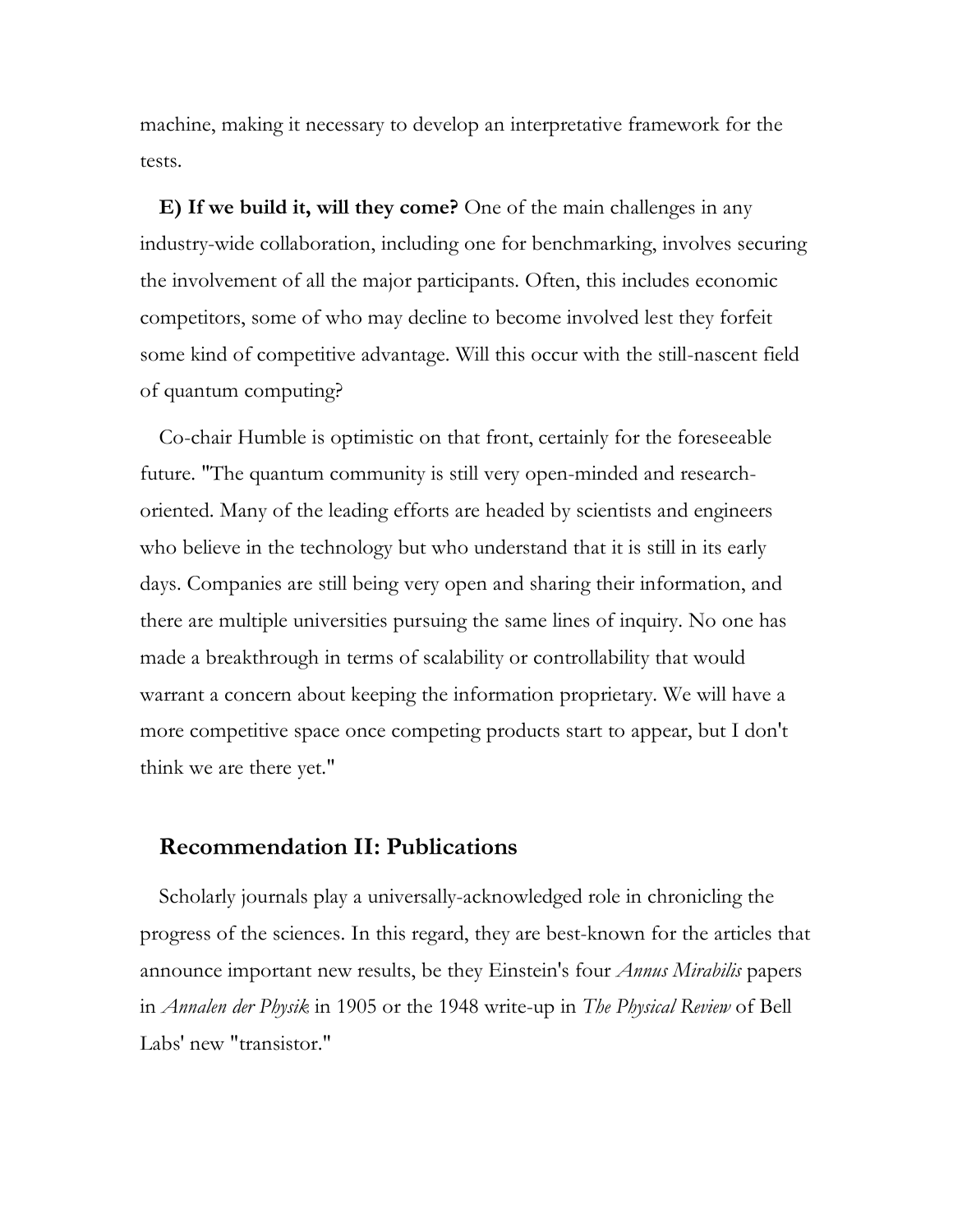machine, making it necessary to develop an interpretative framework for the tests.

**E) If we build it, will they come?** One of the main challenges in any industry-wide collaboration, including one for benchmarking, involves securing the involvement of all the major participants. Often, this includes economic competitors, some of who may decline to become involved lest they forfeit some kind of competitive advantage. Will this occur with the still-nascent field of quantum computing?

Co-chair Humble is optimistic on that front, certainly for the foreseeable future. "The quantum community is still very open-minded and research-oriented. Many of the leading efforts are headed by scientists and engineers who believe in the technology but who understand that it is still in its early days. Companies are still being very open and sharing their information, and there are multiple universities pursuing the same lines of inquiry. No one has made a breakthrough in terms of scalability or controllability that would warrant a concern about keeping the information proprietary. We will have a more competitive space once competing products start to appear, but I don't think we are there yet."

## Recommendation II: Publications

Scholarly journals play a universally-acknowledged role in chronicling the progress of the sciences. In this regard, they are best-known for the articles that announce important new results, be they Einstein's four *Annus Mirabilis* papers in *Annalen der Physik* in 1905 or the 1948 write-up in *The Physical Review* of Bell Labs' new "transistor."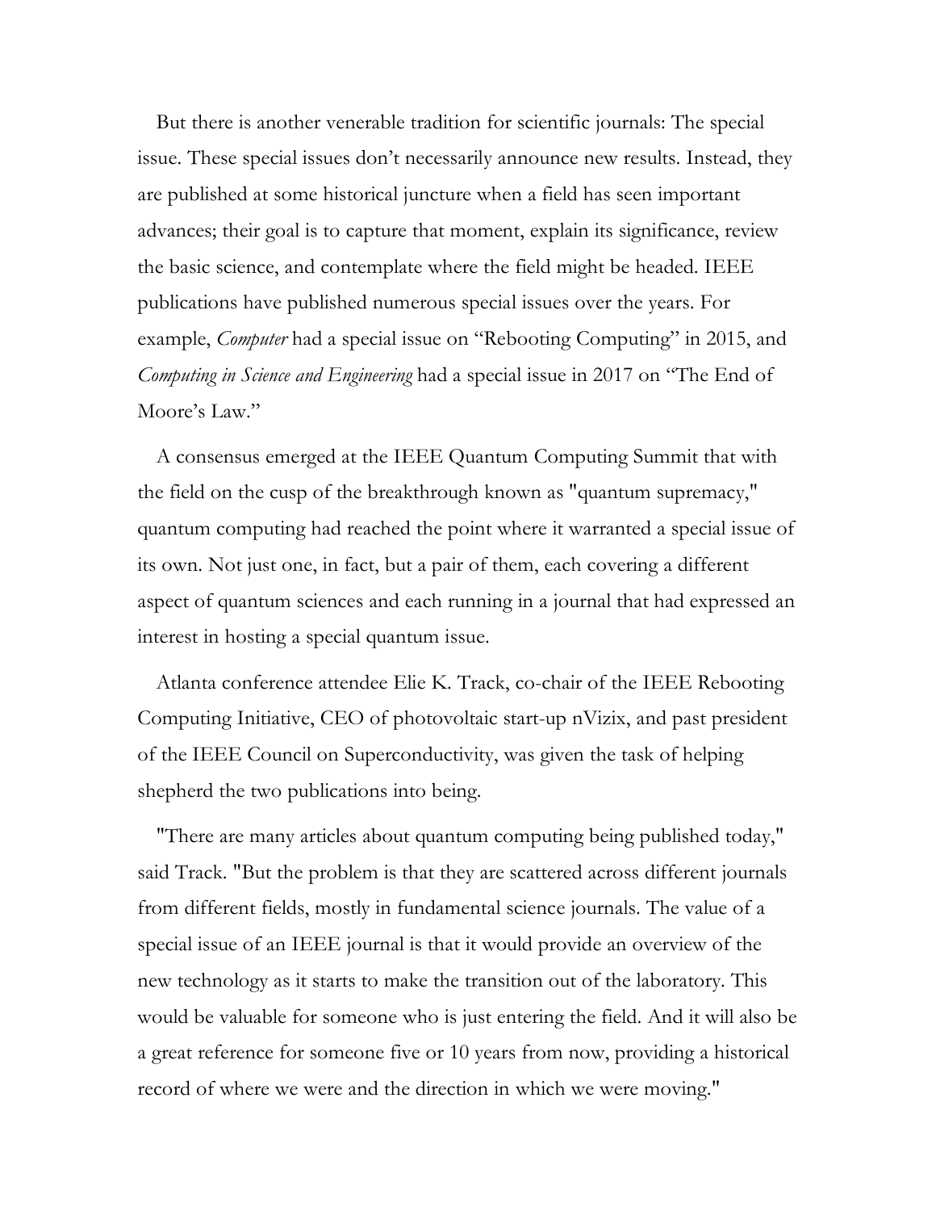But there is another venerable tradition for scientific journals: The special issue. These special issues don't necessarily announce new results. Instead, they are published at some historical juncture when a field has seen important advances; their goal is to capture that moment, explain its significance, review the basic science, and contemplate where the field might be headed. IEEE publications have published numerous special issues over the years. For example, *Computer* had a special issue on "Rebooting Computing" in 2015, and *Computing in Science and Engineering* had a special issue in 2017 on "The End of Moore's Law."

A consensus emerged at the IEEE Quantum Computing Summit that with the field on the cusp of the breakthrough known as "quantum supremacy," quantum computing had reached the point where it warranted a special issue of its own. Not just one, in fact, but a pair of them, each covering a different aspect of quantum sciences and each running in a journal that had expressed an interest in hosting a special quantum issue.

Atlanta conference attendee Elie K. Track, co-chair of the IEEE Rebooting Computing Initiative, CEO of photovoltaic start-up nVizix, and past president of the IEEE Council on Superconductivity, was given the task of helping shepherd the two publications into being.

"There are many articles about quantum computing being published today," said Track. "But the problem is that they are scattered across different journals from different fields, mostly in fundamental science journals. The value of a special issue of an IEEE journal is that it would provide an overview of the new technology as it starts to make the transition out of the laboratory. This would be valuable for someone who is just entering the field. And it will also be a great reference for someone five or 10 years from now, providing a historical record of where we were and the direction in which we were moving."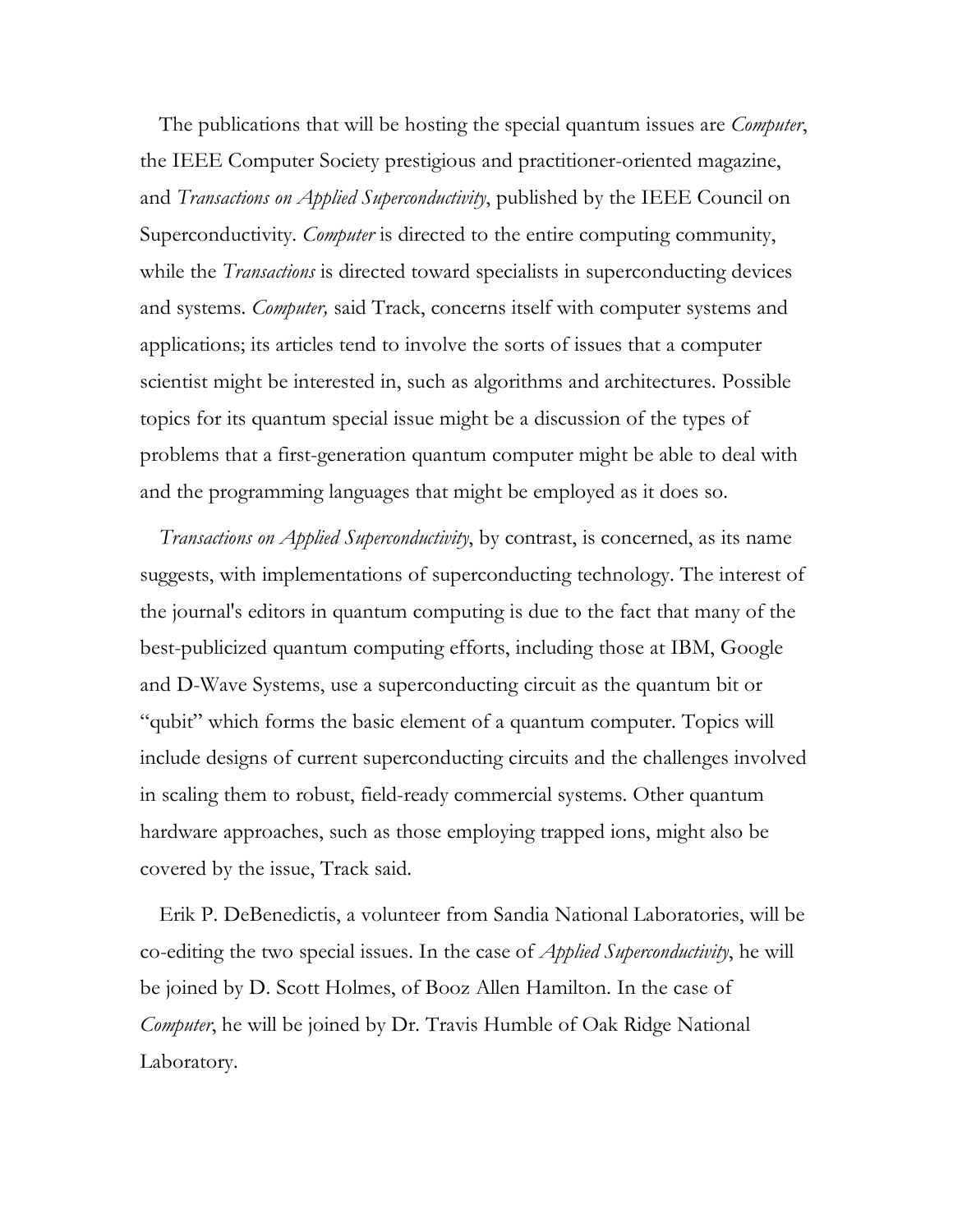The publications that will be hosting the special quantum issues are *Computer*, the IEEE Computer Society prestigious and practitioner-oriented magazine, and *Transactions on Applied Superconductivity*, published by the IEEE Council on Superconductivity. *Computer* is directed to the entire computing community, while the *Transactions* is directed toward specialists in superconducting devices and systems. *Computer,* said Track, concerns itself with computer systems and applications; its articles tend to involve the sorts of issues that a computer scientist might be interested in, such as algorithms and architectures. Possible topics for its quantum special issue might be a discussion of the types of problems that a first-generation quantum computer might be able to deal with and the programming languages that might be employed as it does so.

*Transactions on Applied Superconductivity*, by contrast, is concerned, as its name suggests, with implementations of superconducting technology. The interest of the journal's editors in quantum computing is due to the fact that many of the best-publicized quantum computing efforts, including those at IBM, Google and D-Wave Systems, use a superconducting circuit as the quantum bit or "qubit" which forms the basic element of a quantum computer. Topics will include designs of current superconducting circuits and the challenges involved in scaling them to robust, field-ready commercial systems. Other quantum hardware approaches, such as those employing trapped ions, might also be covered by the issue, Track said.

Erik P. DeBenedictis, a volunteer from Sandia National Laboratories, will be co-editing the two special issues. In the case of *Applied Superconductivity*, he will be joined by D. Scott Holmes, of Booz Allen Hamilton. In the case of *Computer*, he will be joined by Dr. Travis Humble of Oak Ridge National Laboratory.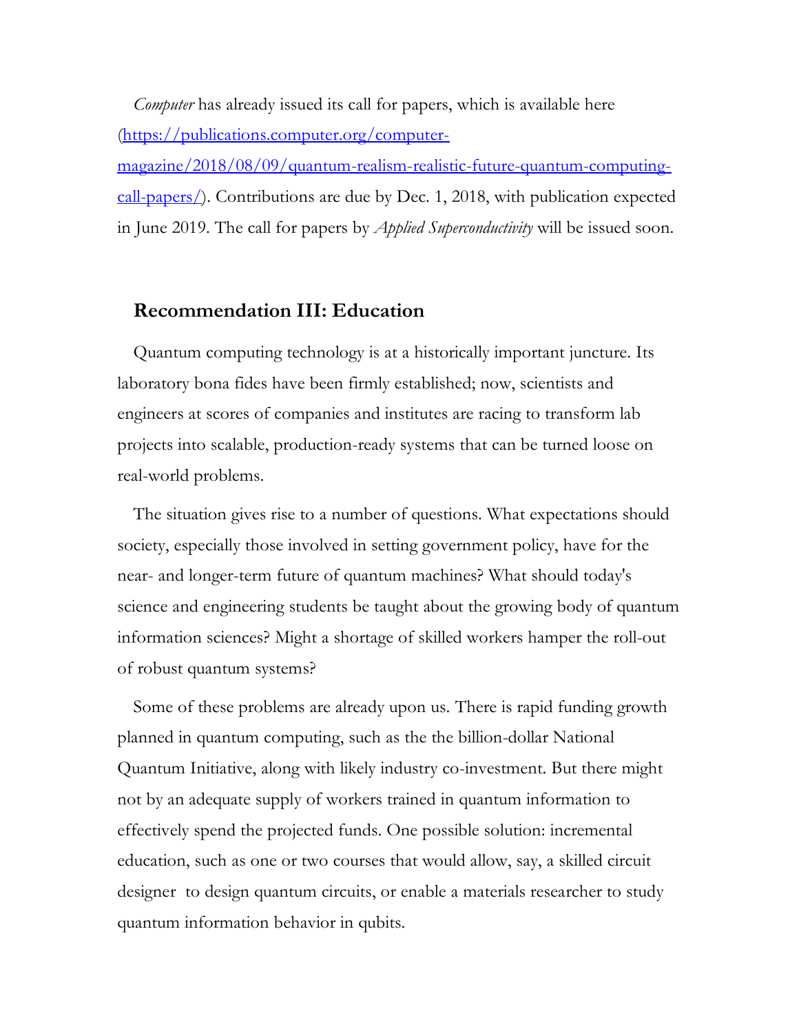*Computer* has already issued its call for papers, which is available here ([https://publications.computer.org/computer-magazine/2018/08/09/quantum-realism-realistic-future-quantum-computing-call-papers/](https://publications.computer.org/computer-magazine/2018/08/09/quantum-realism-realistic-future-quantum-computing-call-papers/)). Contributions are due by Dec. 1, 2018, with publication expected in June 2019. The call for papers by *Applied Superconductivity* will be issued soon.

## Recommendation III: Education

Quantum computing technology is at a historically important juncture. Its laboratory bona fides have been firmly established; now, scientists and engineers at scores of companies and institutes are racing to transform lab projects into scalable, production-ready systems that can be turned loose on real-world problems.

The situation gives rise to a number of questions. What expectations should society, especially those involved in setting government policy, have for the near- and longer-term future of quantum machines? What should today's science and engineering students be taught about the growing body of quantum information sciences? Might a shortage of skilled workers hamper the roll-out of robust quantum systems?

Some of these problems are already upon us. There is rapid funding growth planned in quantum computing, such as the the billion-dollar National Quantum Initiative, along with likely industry co-investment. But there might not by an adequate supply of workers trained in quantum information to effectively spend the projected funds. One possible solution: incremental education, such as one or two courses that would allow, say, a skilled circuit designer to design quantum circuits, or enable a materials researcher to study quantum information behavior in qubits.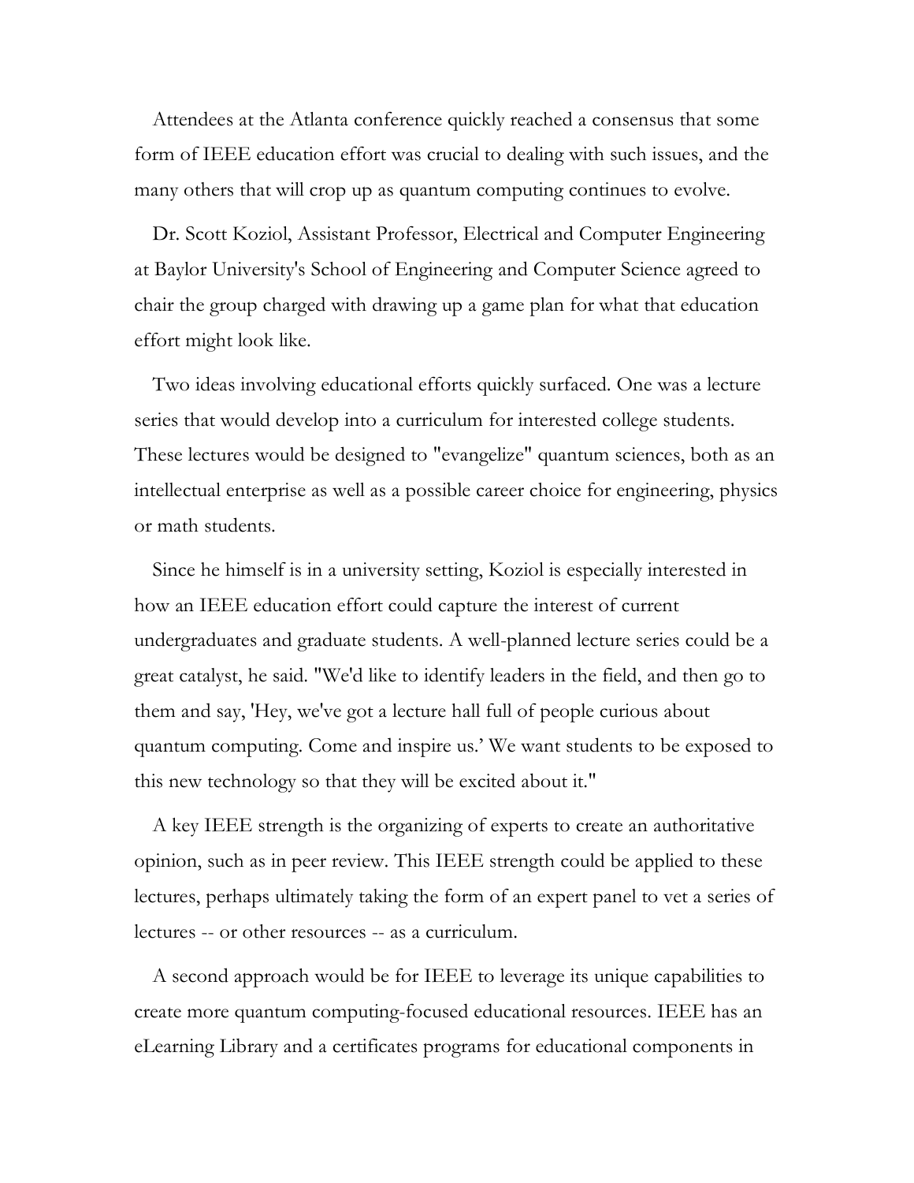Attendees at the Atlanta conference quickly reached a consensus that some form of IEEE education effort was crucial to dealing with such issues, and the many others that will crop up as quantum computing continues to evolve.

Dr. Scott Koziol, Assistant Professor, Electrical and Computer Engineering at Baylor University's School of Engineering and Computer Science agreed to chair the group charged with drawing up a game plan for what that education effort might look like.

Two ideas involving educational efforts quickly surfaced. One was a lecture series that would develop into a curriculum for interested college students. These lectures would be designed to "evangelize" quantum sciences, both as an intellectual enterprise as well as a possible career choice for engineering, physics or math students.

Since he himself is in a university setting, Koziol is especially interested in how an IEEE education effort could capture the interest of current undergraduates and graduate students. A well-planned lecture series could be a great catalyst, he said. "We'd like to identify leaders in the field, and then go to them and say, 'Hey, we've got a lecture hall full of people curious about quantum computing. Come and inspire us.' We want students to be exposed to this new technology so that they will be excited about it."

A key IEEE strength is the organizing of experts to create an authoritative opinion, such as in peer review. This IEEE strength could be applied to these lectures, perhaps ultimately taking the form of an expert panel to vet a series of lectures -- or other resources -- as a curriculum.

A second approach would be for IEEE to leverage its unique capabilities to create more quantum computing-focused educational resources. IEEE has an eLearning Library and a certificates programs for educational components in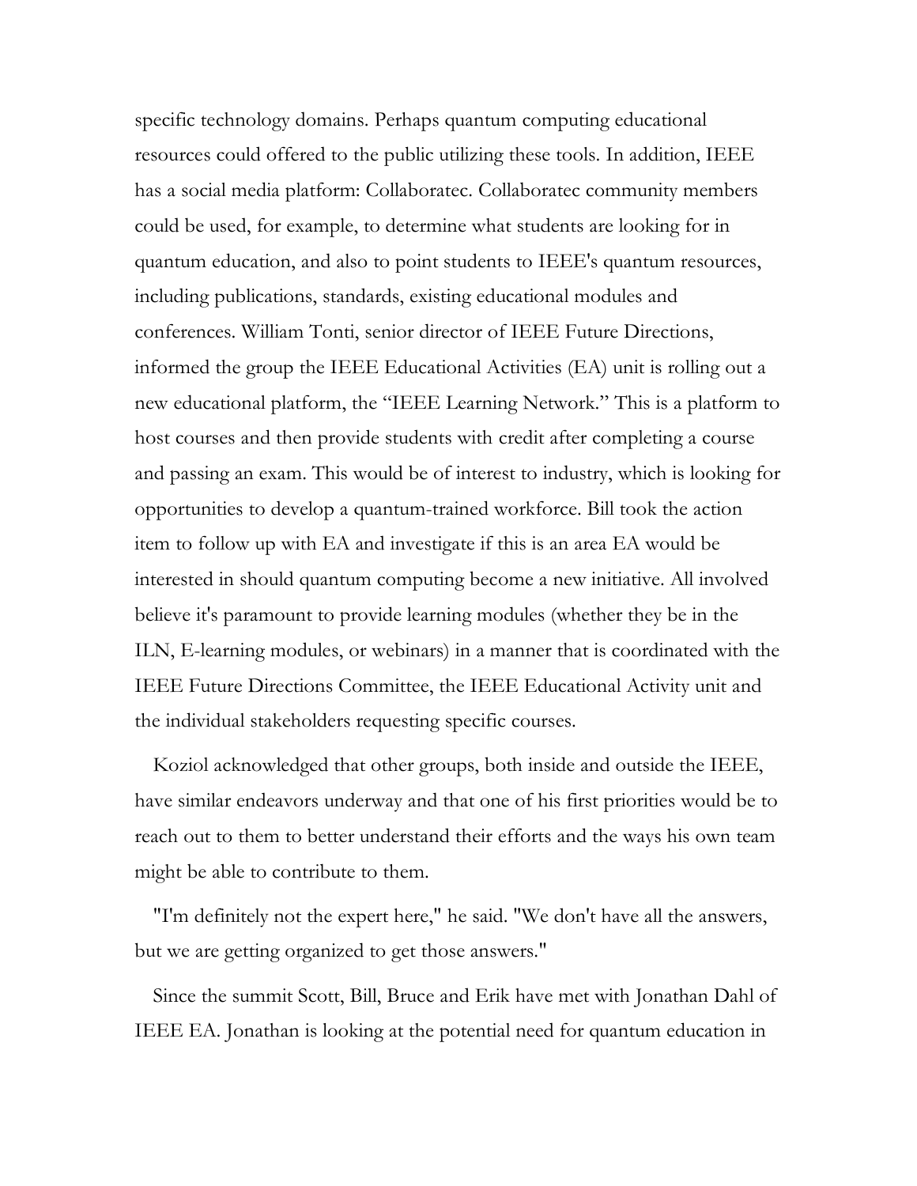specific technology domains. Perhaps quantum computing educational resources could offered to the public utilizing these tools. In addition, IEEE has a social media platform: Collaboratec. Collaboratec community members could be used, for example, to determine what students are looking for in quantum education, and also to point students to IEEE's quantum resources, including publications, standards, existing educational modules and conferences. William Tonti, senior director of IEEE Future Directions, informed the group the IEEE Educational Activities (EA) unit is rolling out a new educational platform, the "IEEE Learning Network." This is a platform to host courses and then provide students with credit after completing a course and passing an exam. This would be of interest to industry, which is looking for opportunities to develop a quantum-trained workforce. Bill took the action item to follow up with EA and investigate if this is an area EA would be interested in should quantum computing become a new initiative. All involved believe it's paramount to provide learning modules (whether they be in the ILN, E-learning modules, or webinars) in a manner that is coordinated with the IEEE Future Directions Committee, the IEEE Educational Activity unit and the individual stakeholders requesting specific courses.

Koziol acknowledged that other groups, both inside and outside the IEEE, have similar endeavors underway and that one of his first priorities would be to reach out to them to better understand their efforts and the ways his own team might be able to contribute to them.

"I'm definitely not the expert here," he said. "We don't have all the answers, but we are getting organized to get those answers."

Since the summit Scott, Bill, Bruce and Erik have met with Jonathan Dahl of IEEE EA. Jonathan is looking at the potential need for quantum education in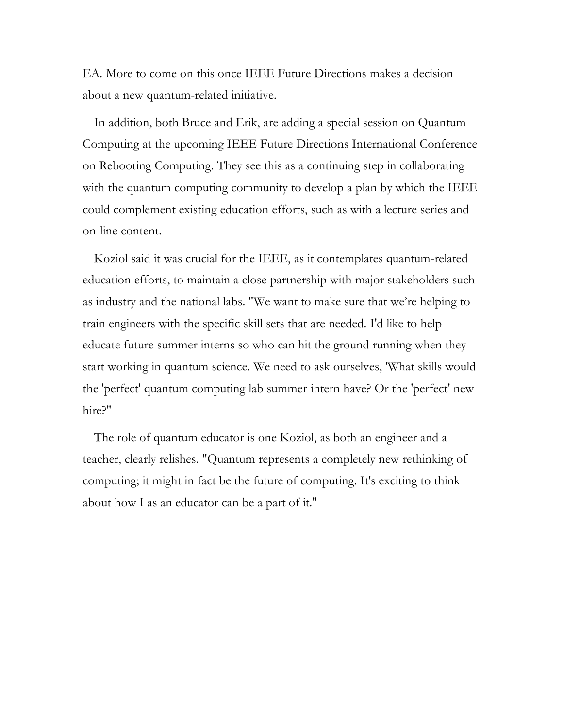EA. More to come on this once IEEE Future Directions makes a decision about a new quantum-related initiative.

In addition, both Bruce and Erik, are adding a special session on Quantum Computing at the upcoming IEEE Future Directions International Conference on Rebooting Computing. They see this as a continuing step in collaborating with the quantum computing community to develop a plan by which the IEEE could complement existing education efforts, such as with a lecture series and on-line content.

Koziol said it was crucial for the IEEE, as it contemplates quantum-related education efforts, to maintain a close partnership with major stakeholders such as industry and the national labs. "We want to make sure that we're helping to train engineers with the specific skill sets that are needed. I'd like to help educate future summer interns so who can hit the ground running when they start working in quantum science. We need to ask ourselves, 'What skills would the 'perfect' quantum computing lab summer intern have? Or the 'perfect' new hire?"

The role of quantum educator is one Koziol, as both an engineer and a teacher, clearly relishes. "Quantum represents a completely new rethinking of computing; it might in fact be the future of computing. It's exciting to think about how I as an educator can be a part of it."